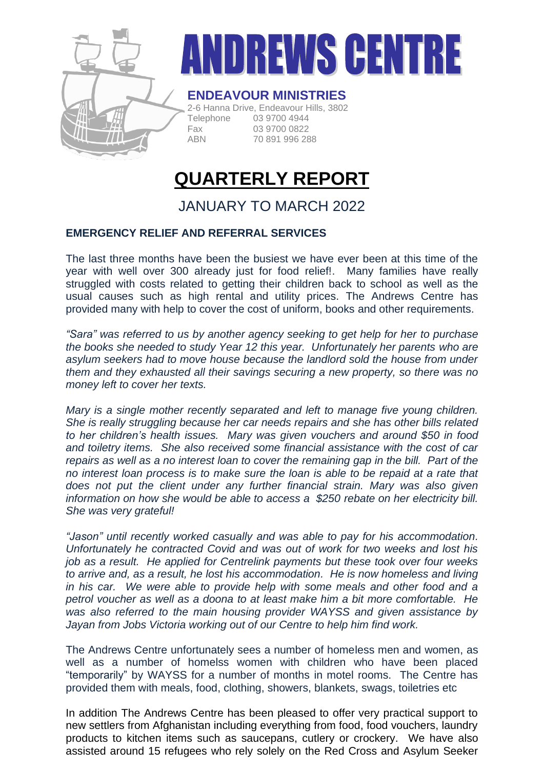# ANDREWS CENTRE

**ENDEAVOUR MINISTRIES**

2-6 Hanna Drive, Endeavour Hills, 3802
Telephone 03 9700 4944
Fax 03 9700 0822
ABN 70 891 996 288

# QUARTERLY REPORT

## JANUARY TO MARCH 2022

### EMERGENCY RELIEF AND REFERRAL SERVICES

The last three months have been the busiest we have ever been at this time of the year with well over 300 already just for food relief!. Many families have really struggled with costs related to getting their children back to school as well as the usual causes such as high rental and utility prices. The Andrews Centre has provided many with help to cover the cost of uniform, books and other requirements.

*"Sara" was referred to us by another agency seeking to get help for her to purchase the books she needed to study Year 12 this year. Unfortunately her parents who are asylum seekers had to move house because the landlord sold the house from under them and they exhausted all their savings securing a new property, so there was no money left to cover her texts.*

*Mary is a single mother recently separated and left to manage five young children. She is really struggling because her car needs repairs and she has other bills related to her children's health issues. Mary was given vouchers and around $50 in food and toiletry items. She also received some financial assistance with the cost of car repairs as well as a no interest loan to cover the remaining gap in the bill. Part of the no interest loan process is to make sure the loan is able to be repaid at a rate that does not put the client under any further financial strain. Mary was also given information on how she would be able to access a $250 rebate on her electricity bill. She was very grateful!*

*"Jason" until recently worked casually and was able to pay for his accommodation. Unfortunately he contracted Covid and was out of work for two weeks and lost his job as a result. He applied for Centrelink payments but these took over four weeks to arrive and, as a result, he lost his accommodation. He is now homeless and living in his car. We were able to provide help with some meals and other food and a petrol voucher as well as a doona to at least make him a bit more comfortable. He was also referred to the main housing provider WAYSS and given assistance by Jayan from Jobs Victoria working out of our Centre to help him find work.*

The Andrews Centre unfortunately sees a number of homeless men and women, as well as a number of homelss women with children who have been placed "temporarily" by WAYSS for a number of months in motel rooms. The Centre has provided them with meals, food, clothing, showers, blankets, swags, toiletries etc

In addition The Andrews Centre has been pleased to offer very practical support to new settlers from Afghanistan including everything from food, food vouchers, laundry products to kitchen items such as saucepans, cutlery or crockery. We have also assisted around 15 refugees who rely solely on the Red Cross and Asylum Seeker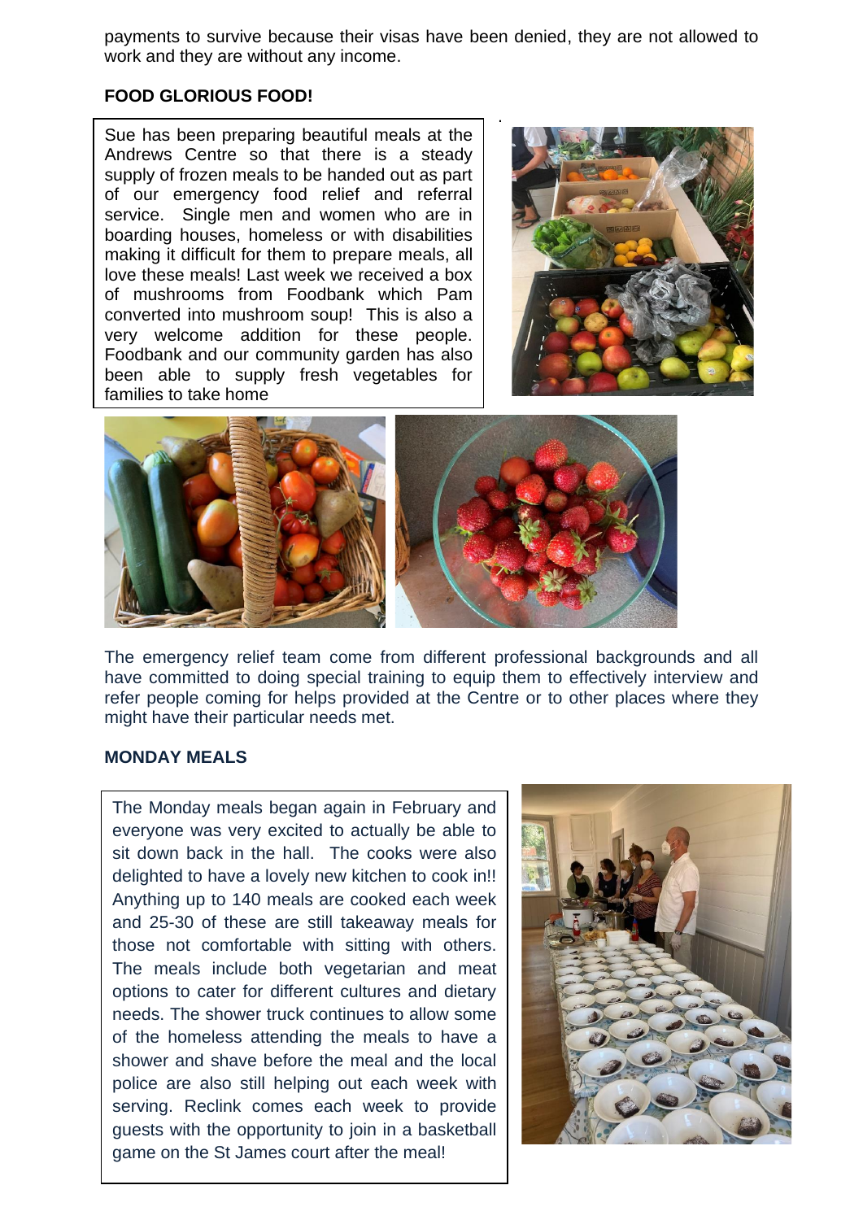payments to survive because their visas have been denied, they are not allowed to work and they are without any income.

**FOOD GLORIOUS FOOD!**

Sue has been preparing beautiful meals at the Andrews Centre so that there is a steady supply of frozen meals to be handed out as part of our emergency food relief and referral service. Single men and women who are in boarding houses, homeless or with disabilities making it difficult for them to prepare meals, all love these meals! Last week we received a box of mushrooms from Foodbank which Pam converted into mushroom soup! This is also a very welcome addition for these people. Foodbank and our community garden has also been able to supply fresh vegetables for families to take home

The emergency relief team come from different professional backgrounds and all have committed to doing special training to equip them to effectively interview and refer people coming for helps provided at the Centre or to other places where they might have their particular needs met.

**MONDAY MEALS**

The Monday meals began again in February and everyone was very excited to actually be able to sit down back in the hall. The cooks were also delighted to have a lovely new kitchen to cook in!! Anything up to 140 meals are cooked each week and 25-30 of these are still takeaway meals for those not comfortable with sitting with others. The meals include both vegetarian and meat options to cater for different cultures and dietary needs. The shower truck continues to allow some of the homeless attending the meals to have a shower and shave before the meal and the local police are also still helping out each week with serving. Reclink comes each week to provide guests with the opportunity to join in a basketball game on the St James court after the meal!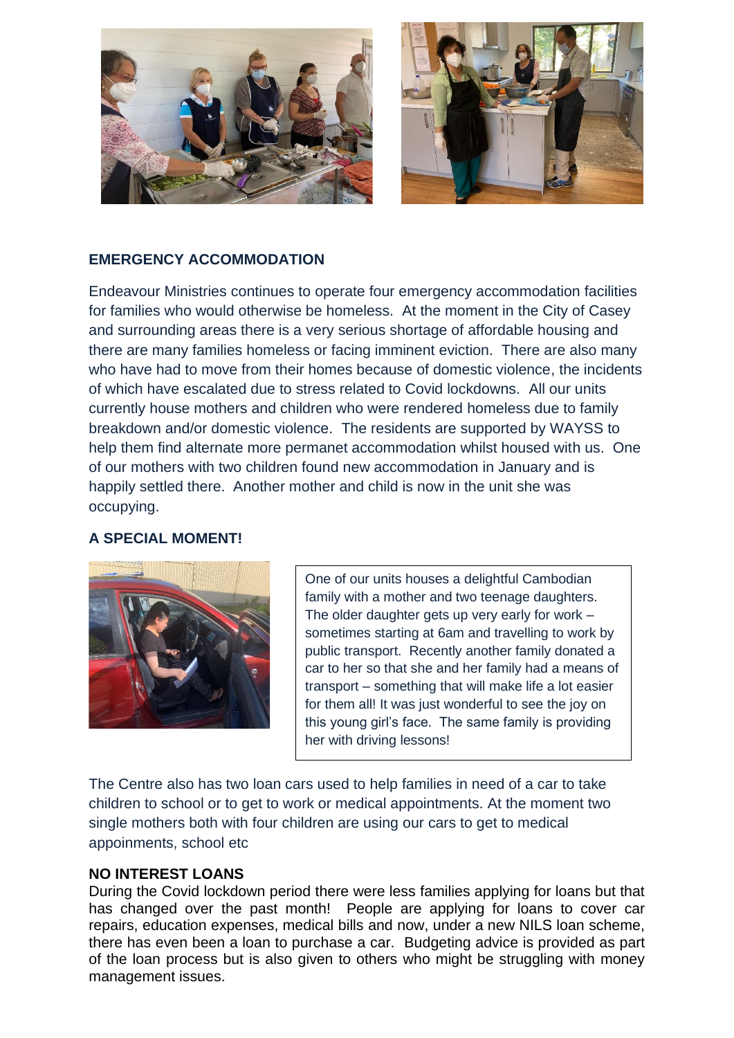## EMERGENCY ACCOMMODATION

Endeavour Ministries continues to operate four emergency accommodation facilities for families who would otherwise be homeless. At the moment in the City of Casey and surrounding areas there is a very serious shortage of affordable housing and there are many families homeless or facing imminent eviction. There are also many who have had to move from their homes because of domestic violence, the incidents of which have escalated due to stress related to Covid lockdowns. All our units currently house mothers and children who were rendered homeless due to family breakdown and/or domestic violence. The residents are supported by WAYSS to help them find alternate more permanet accommodation whilst housed with us. One of our mothers with two children found new accommodation in January and is happily settled there. Another mother and child is now in the unit she was occupying.

## A SPECIAL MOMENT!

One of our units houses a delightful Cambodian family with a mother and two teenage daughters. The older daughter gets up very early for work – sometimes starting at 6am and travelling to work by public transport. Recently another family donated a car to her so that she and her family had a means of transport – something that will make life a lot easier for them all! It was just wonderful to see the joy on this young girl's face. The same family is providing her with driving lessons!

The Centre also has two loan cars used to help families in need of a car to take children to school or to get to work or medical appointments. At the moment two single mothers both with four children are using our cars to get to medical appoinments, school etc

## NO INTEREST LOANS

During the Covid lockdown period there were less families applying for loans but that has changed over the past month! People are applying for loans to cover car repairs, education expenses, medical bills and now, under a new NILS loan scheme, there has even been a loan to purchase a car. Budgeting advice is provided as part of the loan process but is also given to others who might be struggling with money management issues.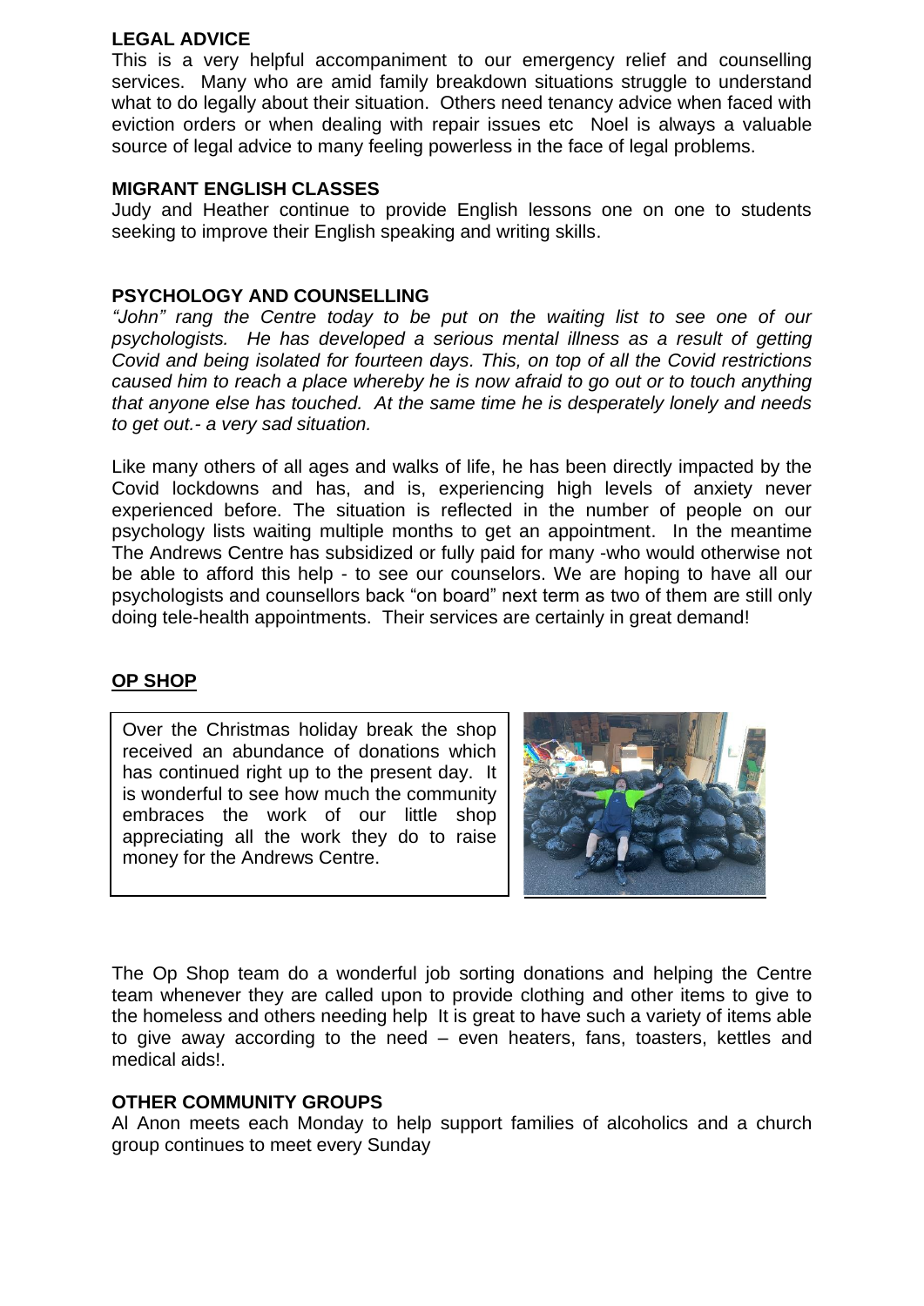**LEGAL ADVICE**

This is a very helpful accompaniment to our emergency relief and counselling services. Many who are amid family breakdown situations struggle to understand what to do legally about their situation. Others need tenancy advice when faced with eviction orders or when dealing with repair issues etc Noel is always a valuable source of legal advice to many feeling powerless in the face of legal problems.

**MIGRANT ENGLISH CLASSES**

Judy and Heather continue to provide English lessons one on one to students seeking to improve their English speaking and writing skills.

**PSYCHOLOGY AND COUNSELLING**

*"John" rang the Centre today to be put on the waiting list to see one of our psychologists. He has developed a serious mental illness as a result of getting Covid and being isolated for fourteen days. This, on top of all the Covid restrictions caused him to reach a place whereby he is now afraid to go out or to touch anything that anyone else has touched. At the same time he is desperately lonely and needs to get out.- a very sad situation.*

Like many others of all ages and walks of life, he has been directly impacted by the Covid lockdowns and has, and is, experiencing high levels of anxiety never experienced before. The situation is reflected in the number of people on our psychology lists waiting multiple months to get an appointment. In the meantime The Andrews Centre has subsidized or fully paid for many -who would otherwise not be able to afford this help - to see our counselors. We are hoping to have all our psychologists and counsellors back "on board" next term as two of them are still only doing tele-health appointments. Their services are certainly in great demand!

**OP SHOP**

Over the Christmas holiday break the shop received an abundance of donations which has continued right up to the present day. It is wonderful to see how much the community embraces the work of our little shop appreciating all the work they do to raise money for the Andrews Centre.

The Op Shop team do a wonderful job sorting donations and helping the Centre team whenever they are called upon to provide clothing and other items to give to the homeless and others needing help It is great to have such a variety of items able to give away according to the need – even heaters, fans, toasters, kettles and medical aids!.

**OTHER COMMUNITY GROUPS**

Al Anon meets each Monday to help support families of alcoholics and a church group continues to meet every Sunday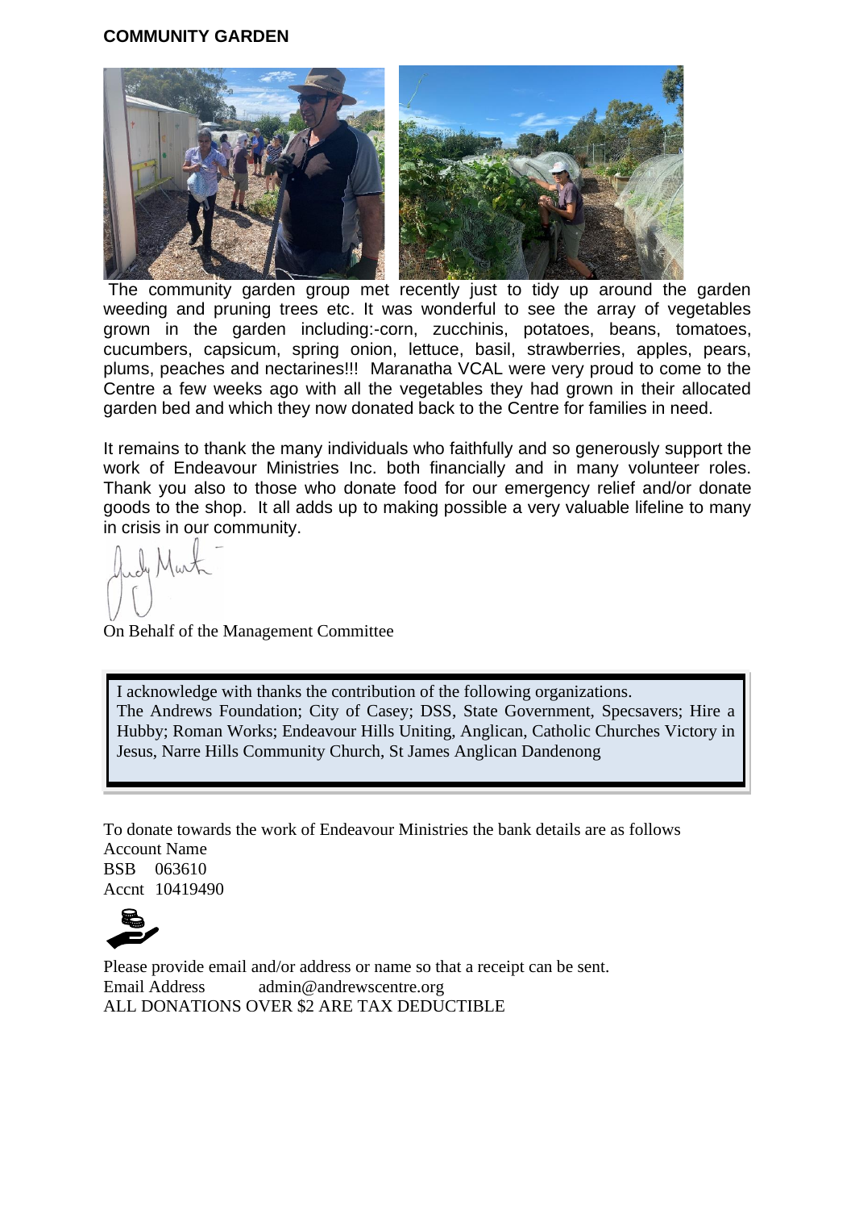**COMMUNITY GARDEN**

The community garden group met recently just to tidy up around the garden weeding and pruning trees etc. It was wonderful to see the array of vegetables grown in the garden including:-corn, zucchinis, potatoes, beans, tomatoes, cucumbers, capsicum, spring onion, lettuce, basil, strawberries, apples, pears, plums, peaches and nectarines!!! Maranatha VCAL were very proud to come to the Centre a few weeks ago with all the vegetables they had grown in their allocated garden bed and which they now donated back to the Centre for families in need.

It remains to thank the many individuals who faithfully and so generously support the work of Endeavour Ministries Inc. both financially and in many volunteer roles. Thank you also to those who donate food for our emergency relief and/or donate goods to the shop. It all adds up to making possible a very valuable lifeline to many in crisis in our community.

Judy Munt

On Behalf of the Management Committee

> I acknowledge with thanks the contribution of the following organizations.
> The Andrews Foundation; City of Casey; DSS, State Government, Specsavers; Hire a Hubby; Roman Works; Endeavour Hills Uniting, Anglican, Catholic Churches Victory in Jesus, Narre Hills Community Church, St James Anglican Dandenong

To donate towards the work of Endeavour Ministries the bank details are as follows
Account Name
BSB 063610
Accnt 10419490

Please provide email and/or address or name so that a receipt can be sent.
Email Address admin@andrewscentre.org
ALL DONATIONS OVER $2 ARE TAX DEDUCTIBLE